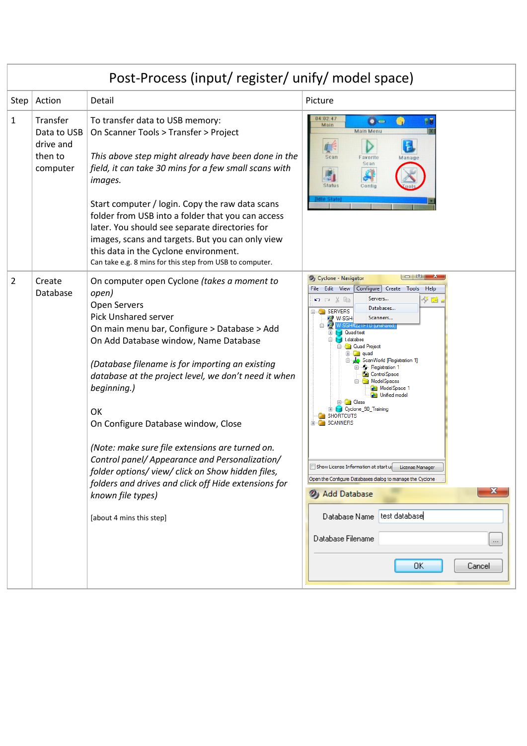# Post-Process (input/ register/ unify/ model space)

| Step | Action | Detail | Picture |
|---|---|---|---|
| 1 | Transfer Data to USB drive and then to computer | To transfer data to USB memory:<br>On Scanner Tools > Transfer > Project<br><br>*This above step might already have been done in the field, it can take 30 mins for a few small scans with images.*<br><br>Start computer / login. Copy the raw data scans folder from USB into a folder that you can access later. You should see separate directories for images, scans and targets. But you can only view this data in the Cyclone environment.<br>Can take e.g. 8 mins for this step from USB to computer. | |
| 2 | Create Database | On computer open Cyclone *(takes a moment to open)*<br>Open Servers<br>Pick Unshared server<br>On main menu bar, Configure > Database > Add<br>On Add Database window, Name Database<br><br>*(Database filename is for importing an existing database at the project level, we don't need it when beginning.)*<br><br>OK<br>On Configure Database window, Close<br><br>*(Note: make sure file extensions are turned on. Control panel/ Appearance and Personalization/ folder options/ view/ click on Show hidden files, folders and drives and click off Hide extensions for known file types)*<br><br>[about 4 mins this step] | |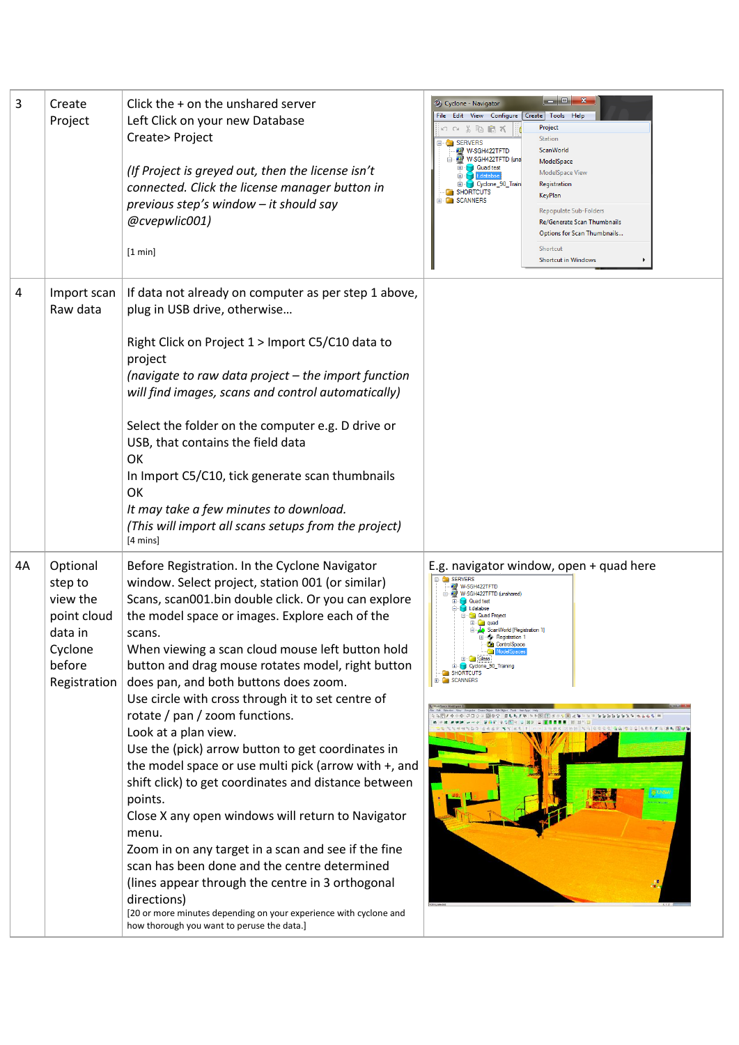| | | | |
|---|---|---|---|
| 3 | Create Project | Click the + on the unshared server<br>Left Click on your new Database<br>Create> Project<br><br>*(If Project is greyed out, then the license isn't connected. Click the license manager button in previous step's window – it should say @cvepwlic001)*<br><br>[1 min] | |
| 4 | Import scan Raw data | If data not already on computer as per step 1 above, plug in USB drive, otherwise…<br><br>Right Click on Project 1 > Import C5/C10 data to project<br>*(navigate to raw data project – the import function will find images, scans and control automatically)*<br><br>Select the folder on the computer e.g. D drive or USB, that contains the field data<br>OK<br>In Import C5/C10, tick generate scan thumbnails<br>OK<br>*It may take a few minutes to download.*<br>*(This will import all scans setups from the project)*<br>[4 mins] | |
| 4A | Optional step to view the point cloud data in Cyclone before Registration | Before Registration. In the Cyclone Navigator window. Select project, station 001 (or similar) Scans, scan001.bin double click. Or you can explore the model space or images. Explore each of the scans.<br>When viewing a scan cloud mouse left button hold button and drag mouse rotates model, right button does pan, and both buttons does zoom.<br>Use circle with cross through it to set centre of rotate / pan / zoom functions.<br>Look at a plan view.<br>Use the (pick) arrow button to get coordinates in the model space or use multi pick (arrow with +, and shift click) to get coordinates and distance between points.<br>Close X any open windows will return to Navigator menu.<br>Zoom in on any target in a scan and see if the fine scan has been done and the centre determined (lines appear through the centre in 3 orthogonal directions)<br>[20 or more minutes depending on your experience with cyclone and how thorough you want to peruse the data.] | E.g. navigator window, open + quad here |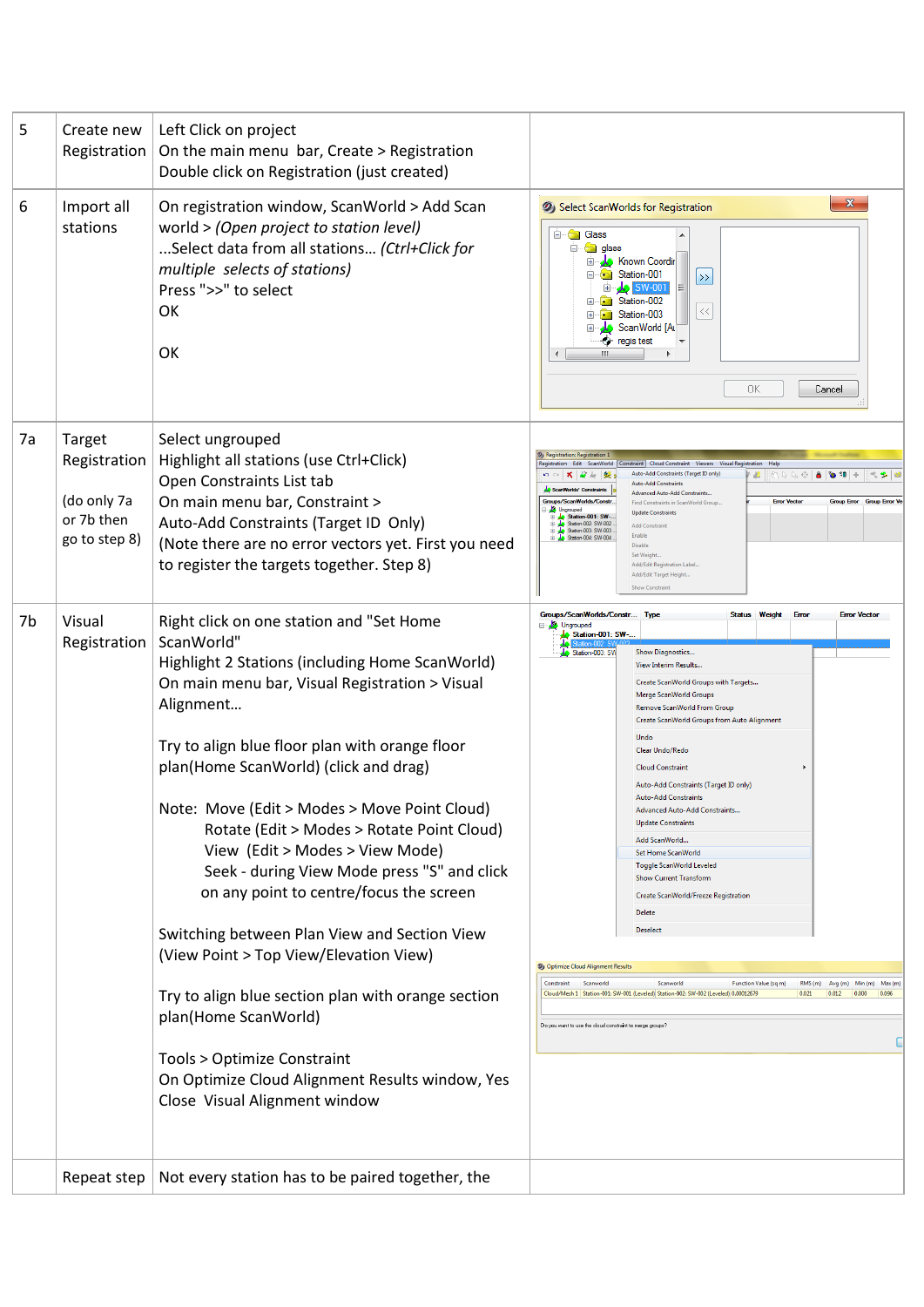| | | | |
|---|---|---|---|
| 5 | Create new Registration | Left Click on project<br>On the main menu bar, Create > Registration<br>Double click on Registration (just created) | |
| 6 | Import all stations | On registration window, ScanWorld > Add Scan world > *(Open project to station level)*<br>...Select data from all stations... *(Ctrl+Click for multiple selects of stations)*<br>Press ">>" to select<br>OK<br><br>OK | |
| 7a | Target Registration<br><br>(do only 7a or 7b then go to step 8) | Select ungrouped<br>Highlight all stations (use Ctrl+Click)<br>Open Constraints List tab<br>On main menu bar, Constraint > Auto-Add Constraints (Target ID Only)<br>(Note there are no error vectors yet. First you need to register the targets together. Step 8) | |
| 7b | Visual Registration | Right click on one station and "Set Home ScanWorld"<br>Highlight 2 Stations (including Home ScanWorld)<br>On main menu bar, Visual Registration > Visual Alignment...<br><br>Try to align blue floor plan with orange floor plan(Home ScanWorld) (click and drag)<br><br>Note: Move (Edit > Modes > Move Point Cloud)<br>Rotate (Edit > Modes > Rotate Point Cloud)<br>View (Edit > Modes > View Mode)<br>Seek - during View Mode press "S" and click on any point to centre/focus the screen<br><br>Switching between Plan View and Section View (View Point > Top View/Elevation View)<br><br>Try to align blue section plan with orange section plan(Home ScanWorld)<br><br>Tools > Optimize Constraint<br>On Optimize Cloud Alignment Results window, Yes<br>Close Visual Alignment window | |
| | Repeat step | Not every station has to be paired together, the | |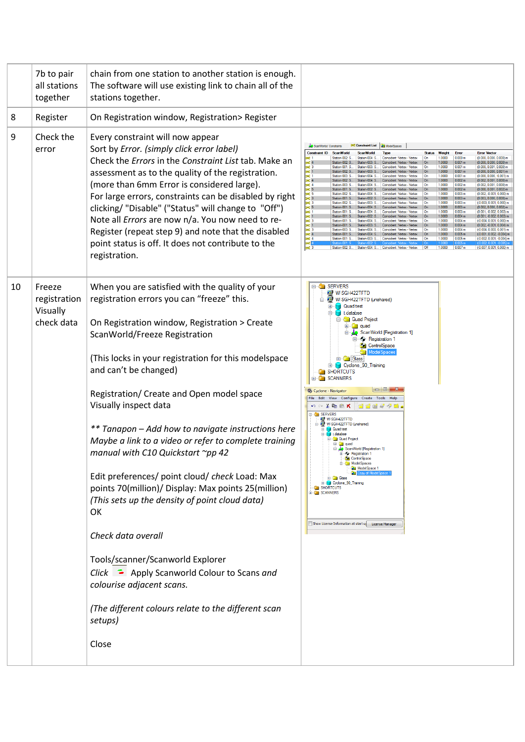|  |  |  |  |
|---|---|---|---|
|  | 7b to pair all stations together | chain from one station to another station is enough. The software will use existing link to chain all of the stations together. |  |
| 8 | Register | On Registration window, Registration> Register |  |
| 9 | Check the error | Every constraint will now appear<br>Sort by *Error. (simply click error label)*<br>Check the *Errors* in the *Constraint List* tab. Make an assessment as to the quality of the registration. (more than 6mm Error is considered large).<br>For large errors, constraints can be disabled by right clicking/ "Disable" ("Status" will change to "Off")<br>Note all *Errors* are now n/a. You now need to re-Register (repeat step 9) and note that the disabled point status is off. It does not contribute to the registration. |  |
| 10 | Freeze registration Visually check data | When you are satisfied with the quality of your registration errors you can "freeze" this.<br><br>On Registration window, Registration > Create ScanWorld/Freeze Registration<br><br>(This locks in your registration for this modelspace and can't be changed)<br><br>Registration/ Create and Open model space<br>Visually inspect data<br><br>*\*\* Tanapon – Add how to navigate instructions here Maybe a link to a video or refer to complete training manual with C10 Quickstart ~pp 42*<br><br>Edit preferences/ point cloud/ *check* Load: Max points 70(million)/ Display: Max points 25(million)<br>*(This sets up the density of point cloud data)*<br>OK<br><br>*Check data overall*<br><br>Tools/scanner/Scanworld Explorer<br>*Click* Apply Scanworld Colour to Scans *and colourise adjacent scans.*<br><br>*(The different colours relate to the different scan setups)*<br><br>Close |  |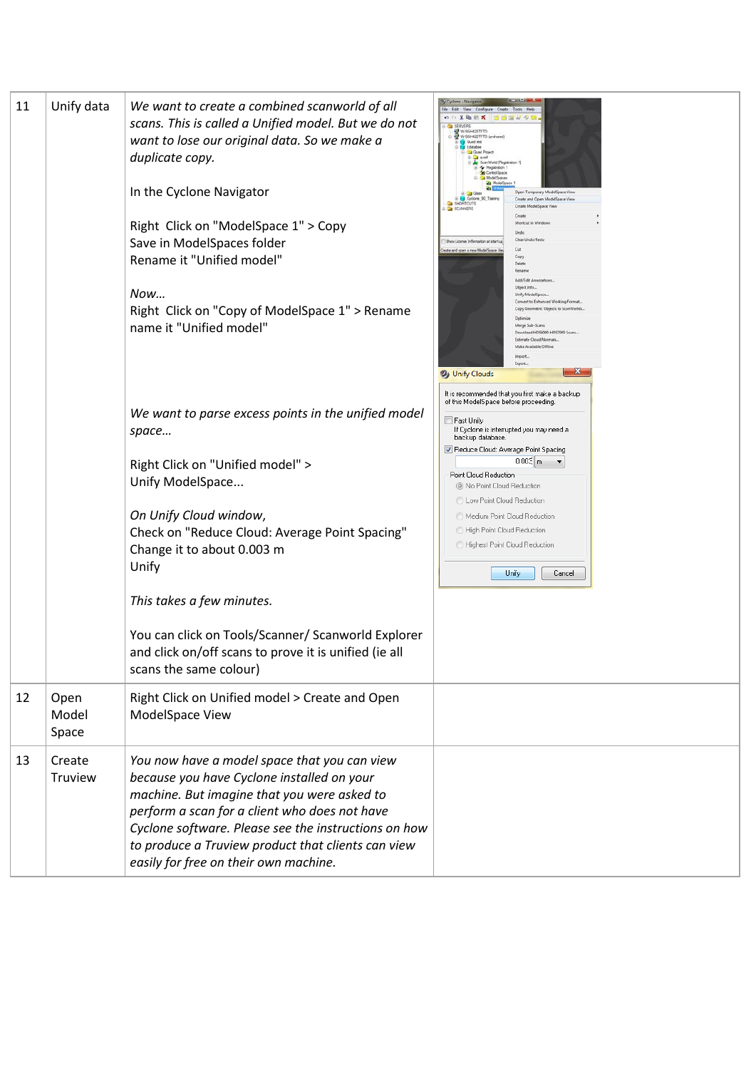| | | | |
|---|---|---|---|
| 11 | Unify data | *We want to create a combined scanworld of all scans. This is called a Unified model. But we do not want to lose our original data. So we make a duplicate copy.*<br><br>In the Cyclone Navigator<br><br>Right Click on "ModelSpace 1" > Copy<br>Save in ModelSpaces folder<br>Rename it "Unified model"<br><br>*Now…*<br>Right Click on "Copy of ModelSpace 1" > Rename name it "Unified model"<br><br>*We want to parse excess points in the unified model space…*<br><br>Right Click on "Unified model" > Unify ModelSpace...<br><br>*On Unify Cloud window,*<br>Check on "Reduce Cloud: Average Point Spacing"<br>Change it to about 0.003 m<br>Unify<br><br>*This takes a few minutes.*<br><br>You can click on Tools/Scanner/ Scanworld Explorer and click on/off scans to prove it is unified (ie all scans the same colour) | |
| 12 | Open Model Space | Right Click on Unified model > Create and Open ModelSpace View | |
| 13 | Create Truview | *You now have a model space that you can view because you have Cyclone installed on your machine. But imagine that you were asked to perform a scan for a client who does not have Cyclone software. Please see the instructions on how to produce a Truview product that clients can view easily for free on their own machine.* | |